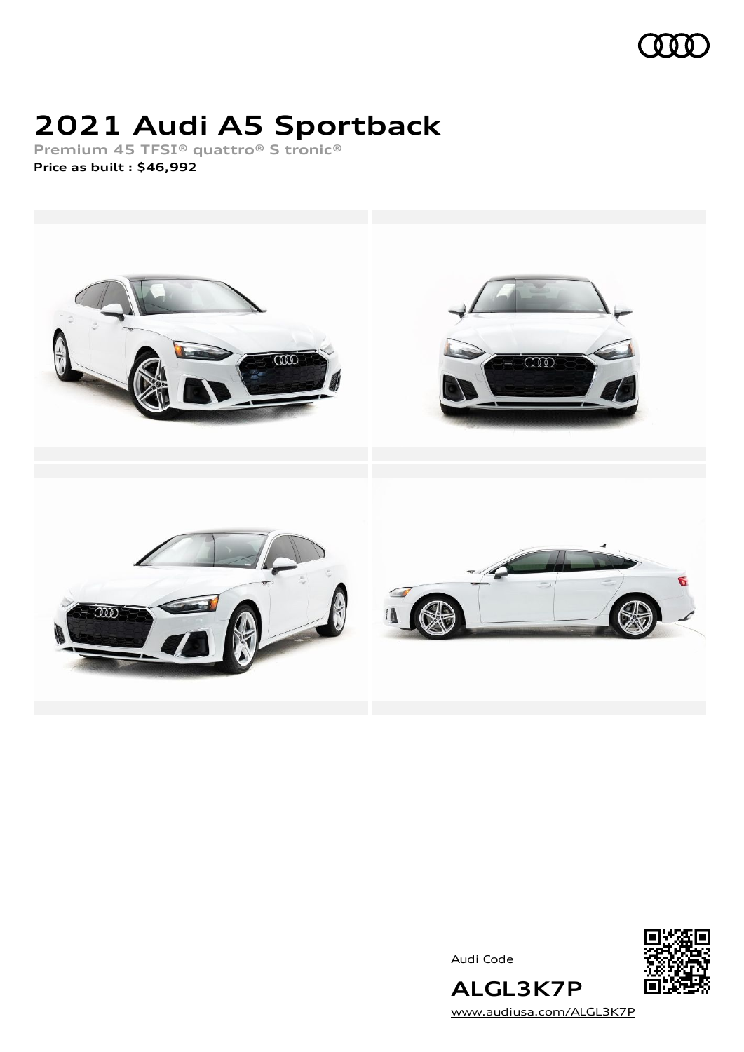# 2021 Audi A5 Sportback

Premium 45 TFSI® quattro® S tronic®

**Price as built : $46,992**

Audi Code

**ALGL3K7P**

www.audiusa.com/ALGL3K7P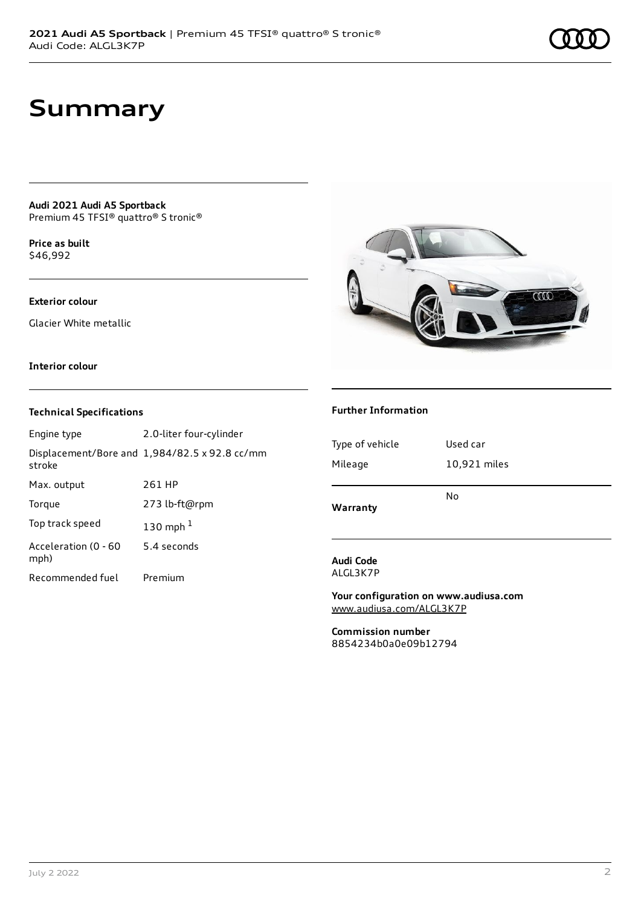# Summary

**Audi 2021 Audi A5 Sportback**
Premium 45 TFSI® quattro® S tronic®

**Price as built**
$46,992

**Exterior colour**

Glacier White metallic

**Interior colour**

### Technical Specifications

| | |
|---|---|
| Engine type | 2.0-liter four-cylinder |
| Displacement/Bore and stroke | 1,984/82.5 x 92.8 cc/mm |
| Max. output | 261 HP |
| Torque | 273 lb-ft@rpm |
| Top track speed | 130 mph [1] |
| Acceleration (0 - 60 mph) | 5.4 seconds |
| Recommended fuel | Premium |

### Further Information

| | |
|---|---|
| Type of vehicle | Used car |
| Mileage | 10,921 miles |
| **Warranty** | No |

**Audi Code**
ALGL3K7P

**Your configuration on www.audiusa.com**
www.audiusa.com/ALGL3K7P

**Commission number**
8854234b0a0e09b12794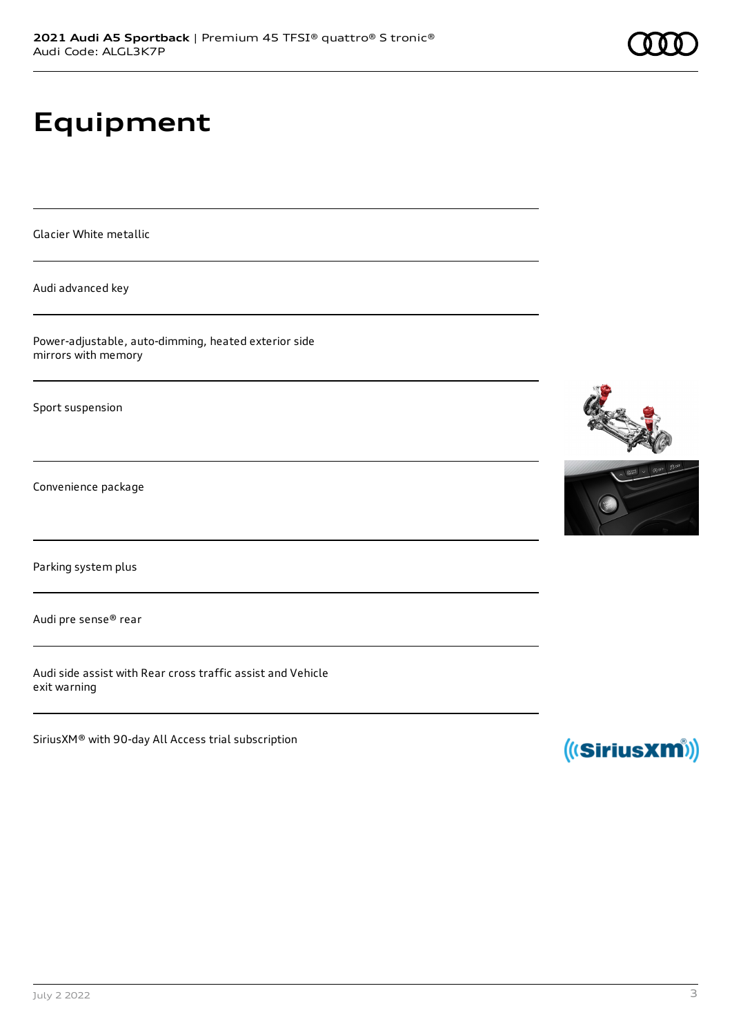# Equipment

Glacier White metallic

Audi advanced key

Power-adjustable, auto-dimming, heated exterior side mirrors with memory

Sport suspension

Convenience package

Parking system plus

Audi pre sense® rear

Audi side assist with Rear cross traffic assist and Vehicle exit warning

SiriusXM® with 90-day All Access trial subscription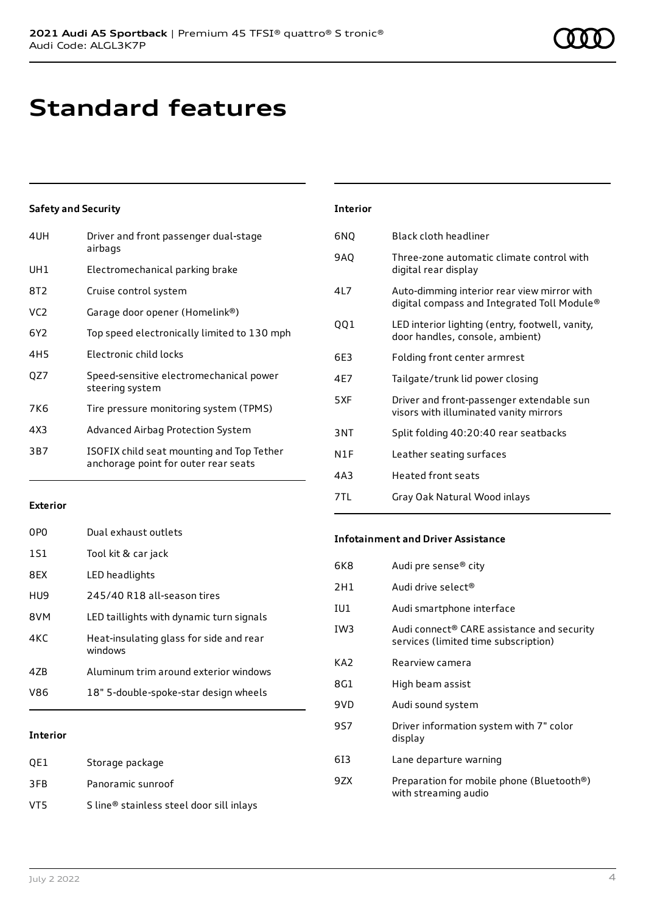# Standard features

## Safety and Security

| | |
|---|---|
| 4UH | Driver and front passenger dual-stage airbags |
| UH1 | Electromechanical parking brake |
| 8T2 | Cruise control system |
| VC2 | Garage door opener (Homelink®) |
| 6Y2 | Top speed electronically limited to 130 mph |
| 4H5 | Electronic child locks |
| QZ7 | Speed-sensitive electromechanical power steering system |
| 7K6 | Tire pressure monitoring system (TPMS) |
| 4X3 | Advanced Airbag Protection System |
| 3B7 | ISOFIX child seat mounting and Top Tether anchorage point for outer rear seats |

## Exterior

| | |
|---|---|
| 0P0 | Dual exhaust outlets |
| 1S1 | Tool kit & car jack |
| 8EX | LED headlights |
| HU9 | 245/40 R18 all-season tires |
| 8VM | LED taillights with dynamic turn signals |
| 4KC | Heat-insulating glass for side and rear windows |
| 4ZB | Aluminum trim around exterior windows |
| V86 | 18" 5-double-spoke-star design wheels |

## Interior

| | |
|---|---|
| QE1 | Storage package |
| 3FB | Panoramic sunroof |
| VT5 | S line® stainless steel door sill inlays |

## Interior

| | |
|---|---|
| 6NQ | Black cloth headliner |
| 9AQ | Three-zone automatic climate control with digital rear display |
| 4L7 | Auto-dimming interior rear view mirror with digital compass and Integrated Toll Module® |
| QQ1 | LED interior lighting (entry, footwell, vanity, door handles, console, ambient) |
| 6E3 | Folding front center armrest |
| 4E7 | Tailgate/trunk lid power closing |
| 5XF | Driver and front-passenger extendable sun visors with illuminated vanity mirrors |
| 3NT | Split folding 40:20:40 rear seatbacks |
| N1F | Leather seating surfaces |
| 4A3 | Heated front seats |
| 7TL | Gray Oak Natural Wood inlays |

## Infotainment and Driver Assistance

| | |
|---|---|
| 6K8 | Audi pre sense® city |
| 2H1 | Audi drive select® |
| IU1 | Audi smartphone interface |
| IW3 | Audi connect® CARE assistance and security services (limited time subscription) |
| KA2 | Rearview camera |
| 8G1 | High beam assist |
| 9VD | Audi sound system |
| 9S7 | Driver information system with 7" color display |
| 6I3 | Lane departure warning |
| 9ZX | Preparation for mobile phone (Bluetooth®) with streaming audio |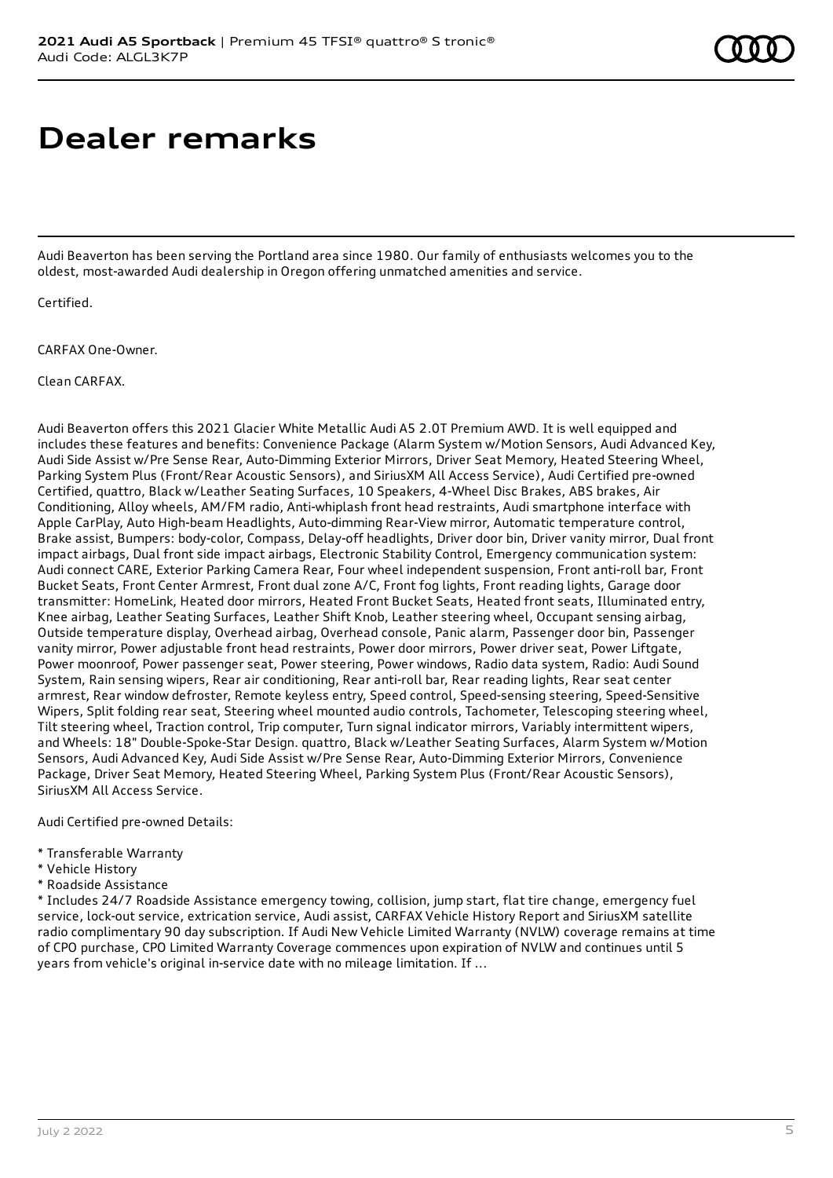# Dealer remarks

Audi Beaverton has been serving the Portland area since 1980. Our family of enthusiasts welcomes you to the oldest, most-awarded Audi dealership in Oregon offering unmatched amenities and service.

Certified.

CARFAX One-Owner.

Clean CARFAX.

Audi Beaverton offers this 2021 Glacier White Metallic Audi A5 2.0T Premium AWD. It is well equipped and includes these features and benefits: Convenience Package (Alarm System w/Motion Sensors, Audi Advanced Key, Audi Side Assist w/Pre Sense Rear, Auto-Dimming Exterior Mirrors, Driver Seat Memory, Heated Steering Wheel, Parking System Plus (Front/Rear Acoustic Sensors), and SiriusXM All Access Service), Audi Certified pre-owned Certified, quattro, Black w/Leather Seating Surfaces, 10 Speakers, 4-Wheel Disc Brakes, ABS brakes, Air Conditioning, Alloy wheels, AM/FM radio, Anti-whiplash front head restraints, Audi smartphone interface with Apple CarPlay, Auto High-beam Headlights, Auto-dimming Rear-View mirror, Automatic temperature control, Brake assist, Bumpers: body-color, Compass, Delay-off headlights, Driver door bin, Driver vanity mirror, Dual front impact airbags, Dual front side impact airbags, Electronic Stability Control, Emergency communication system: Audi connect CARE, Exterior Parking Camera Rear, Four wheel independent suspension, Front anti-roll bar, Front Bucket Seats, Front Center Armrest, Front dual zone A/C, Front fog lights, Front reading lights, Garage door transmitter: HomeLink, Heated door mirrors, Heated Front Bucket Seats, Heated front seats, Illuminated entry, Knee airbag, Leather Seating Surfaces, Leather Shift Knob, Leather steering wheel, Occupant sensing airbag, Outside temperature display, Overhead airbag, Overhead console, Panic alarm, Passenger door bin, Passenger vanity mirror, Power adjustable front head restraints, Power door mirrors, Power driver seat, Power Liftgate, Power moonroof, Power passenger seat, Power steering, Power windows, Radio data system, Radio: Audi Sound System, Rain sensing wipers, Rear air conditioning, Rear anti-roll bar, Rear reading lights, Rear seat center armrest, Rear window defroster, Remote keyless entry, Speed control, Speed-sensing steering, Speed-Sensitive Wipers, Split folding rear seat, Steering wheel mounted audio controls, Tachometer, Telescoping steering wheel, Tilt steering wheel, Traction control, Trip computer, Turn signal indicator mirrors, Variably intermittent wipers, and Wheels: 18" Double-Spoke-Star Design. quattro, Black w/Leather Seating Surfaces, Alarm System w/Motion Sensors, Audi Advanced Key, Audi Side Assist w/Pre Sense Rear, Auto-Dimming Exterior Mirrors, Convenience Package, Driver Seat Memory, Heated Steering Wheel, Parking System Plus (Front/Rear Acoustic Sensors), SiriusXM All Access Service.

Audi Certified pre-owned Details:

* Transferable Warranty
* Vehicle History
* Roadside Assistance
* Includes 24/7 Roadside Assistance emergency towing, collision, jump start, flat tire change, emergency fuel service, lock-out service, extrication service, Audi assist, CARFAX Vehicle History Report and SiriusXM satellite radio complimentary 90 day subscription. If Audi New Vehicle Limited Warranty (NVLW) coverage remains at time of CPO purchase, CPO Limited Warranty Coverage commences upon expiration of NVLW and continues until 5 years from vehicle's original in-service date with no mileage limitation. If ...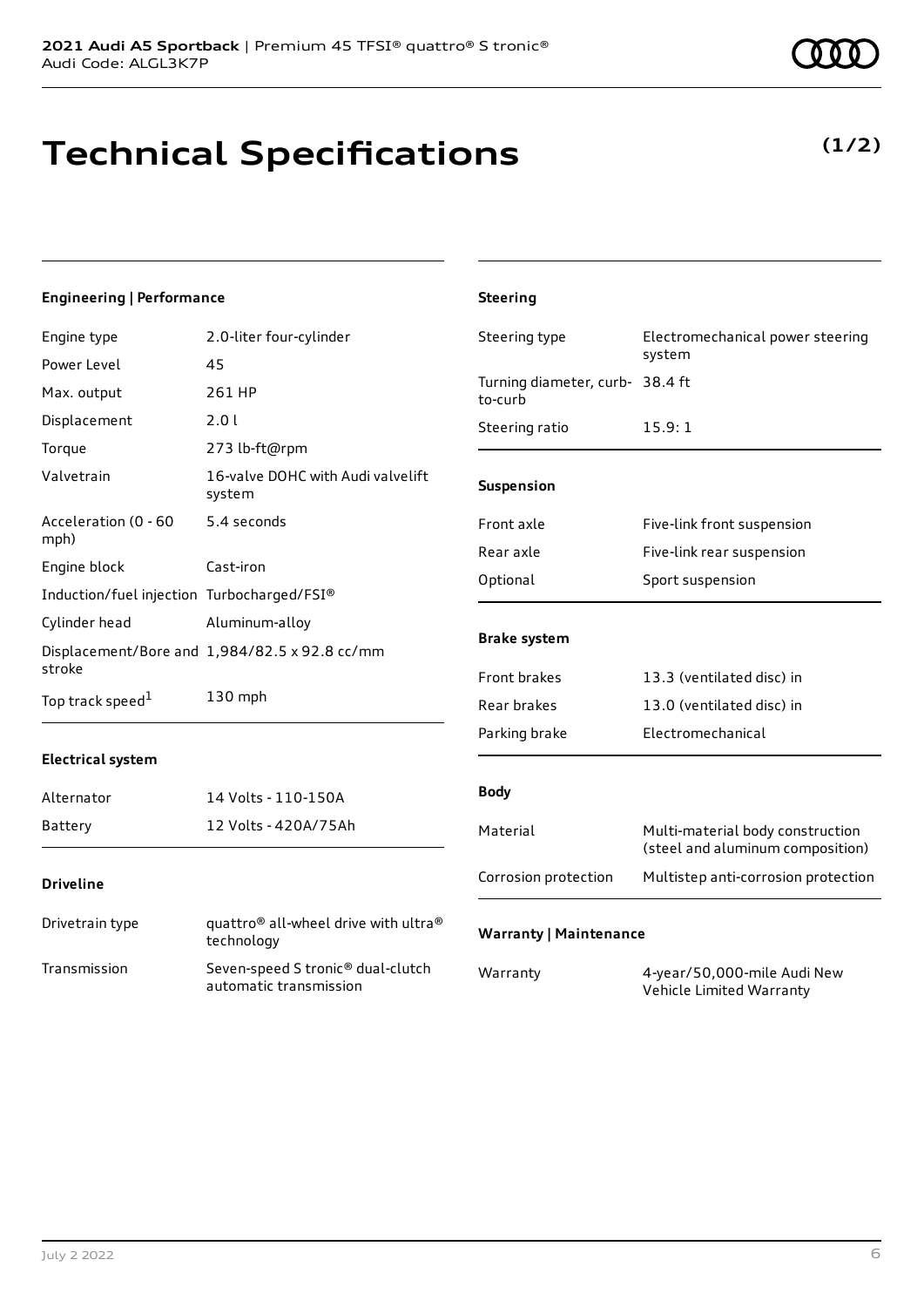# Technical Specifications

**(1/2)**

### Engineering | Performance

| | |
|---|---|
| Engine type | 2.0-liter four-cylinder |
| Power Level | 45 |
| Max. output | 261 HP |
| Displacement | 2.0 l |
| Torque | 273 lb-ft@rpm |
| Valvetrain | 16-valve DOHC with Audi valvelift system |
| Acceleration (0 - 60 mph) | 5.4 seconds |
| Engine block | Cast-iron |
| Induction/fuel injection | Turbocharged/FSI® |
| Cylinder head | Aluminum-alloy |
| Displacement/Bore and stroke | 1,984/82.5 x 92.8 cc/mm |
| Top track speed[1] | 130 mph |

### Electrical system

| | |
|---|---|
| Alternator | 14 Volts - 110-150A |
| Battery | 12 Volts - 420A/75Ah |

### Driveline

| | |
|---|---|
| Drivetrain type | quattro® all-wheel drive with ultra® technology |
| Transmission | Seven-speed S tronic® dual-clutch automatic transmission |

### Steering

| | |
|---|---|
| Steering type | Electromechanical power steering system |
| Turning diameter, curb-to-curb | 38.4 ft |
| Steering ratio | 15.9: 1 |

### Suspension

| | |
|---|---|
| Front axle | Five-link front suspension |
| Rear axle | Five-link rear suspension |
| Optional | Sport suspension |

### Brake system

| | |
|---|---|
| Front brakes | 13.3 (ventilated disc) in |
| Rear brakes | 13.0 (ventilated disc) in |
| Parking brake | Electromechanical |

### Body

| | |
|---|---|
| Material | Multi-material body construction (steel and aluminum composition) |
| Corrosion protection | Multistep anti-corrosion protection |

### Warranty | Maintenance

| | |
|---|---|
| Warranty | 4-year/50,000-mile Audi New Vehicle Limited Warranty |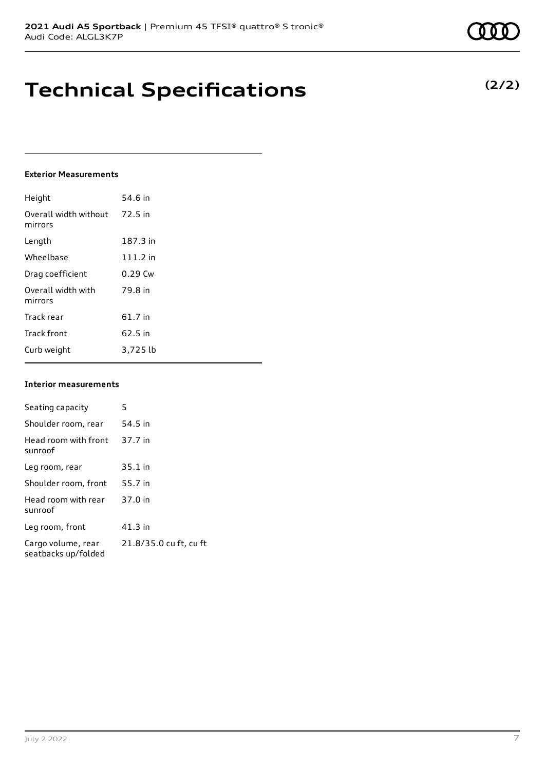# Technical Specifications

**(2/2)**

### Exterior Measurements

| | |
|---|---|
| Height | 54.6 in |
| Overall width without mirrors | 72.5 in |
| Length | 187.3 in |
| Wheelbase | 111.2 in |
| Drag coefficient | 0.29 Cw |
| Overall width with mirrors | 79.8 in |
| Track rear | 61.7 in |
| Track front | 62.5 in |
| Curb weight | 3,725 lb |

### Interior measurements

| | |
|---|---|
| Seating capacity | 5 |
| Shoulder room, rear | 54.5 in |
| Head room with front sunroof | 37.7 in |
| Leg room, rear | 35.1 in |
| Shoulder room, front | 55.7 in |
| Head room with rear sunroof | 37.0 in |
| Leg room, front | 41.3 in |
| Cargo volume, rear seatbacks up/folded | 21.8/35.0 cu ft, cu ft |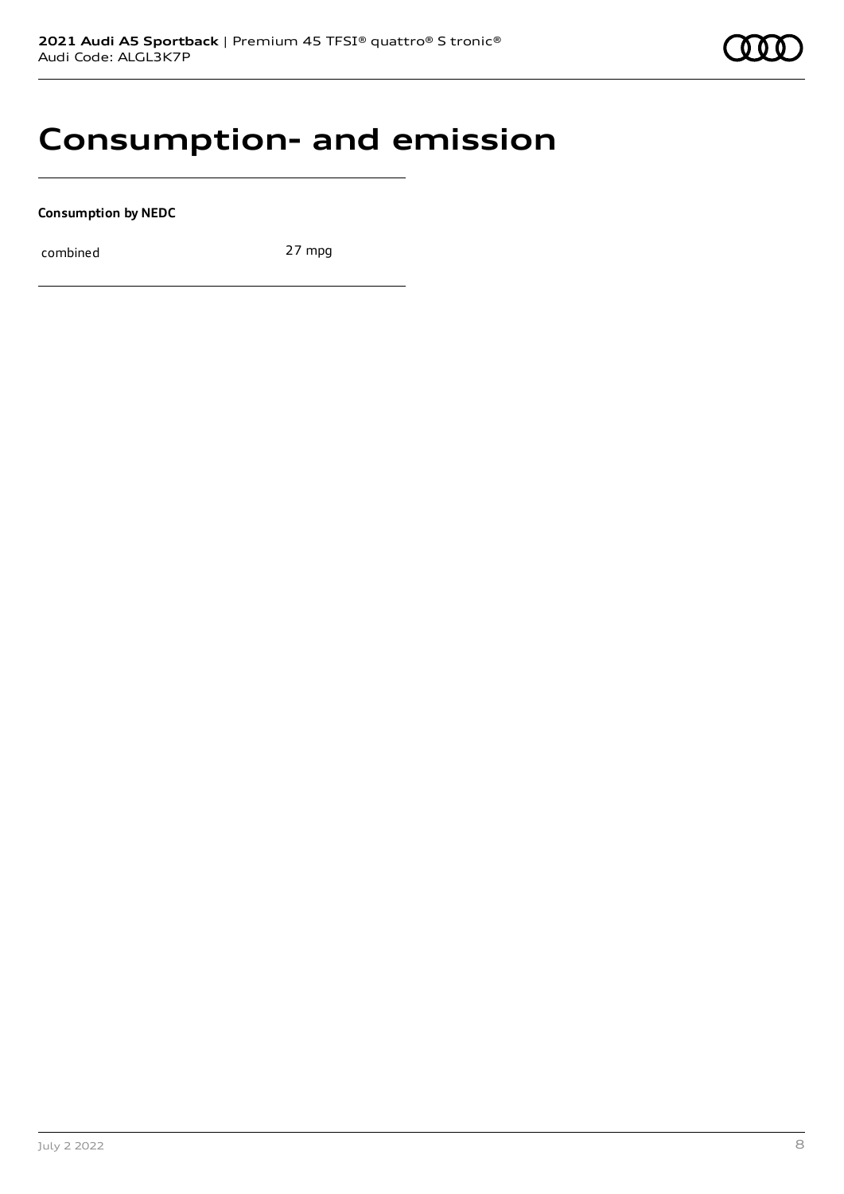# Consumption- and emission

**Consumption by NEDC**

| | |
|---|---|
| combined | 27 mpg |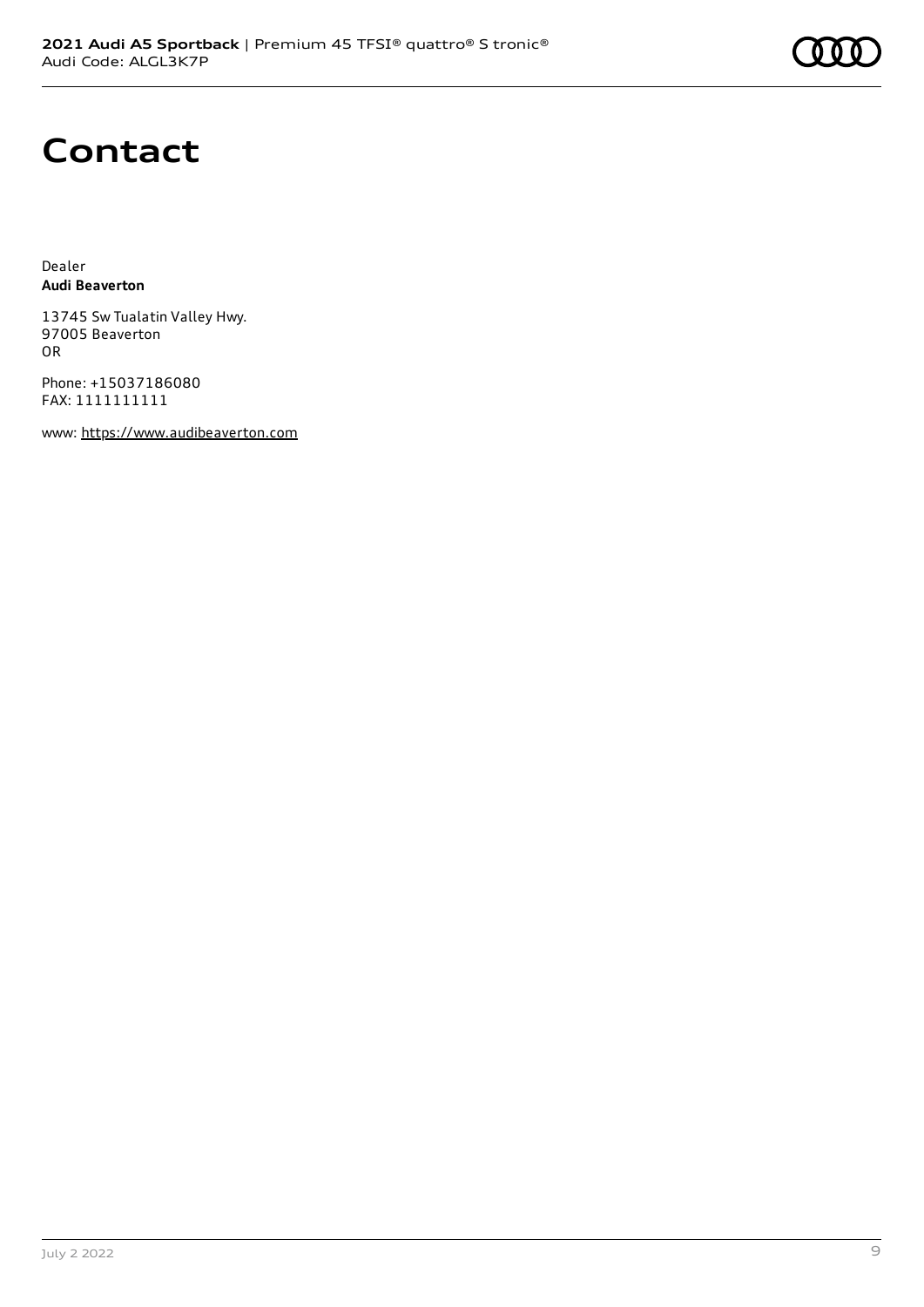# Contact

Dealer
**Audi Beaverton**

13745 Sw Tualatin Valley Hwy.
97005 Beaverton
OR

Phone: +15037186080
FAX: 1111111111

www: https://www.audibeaverton.com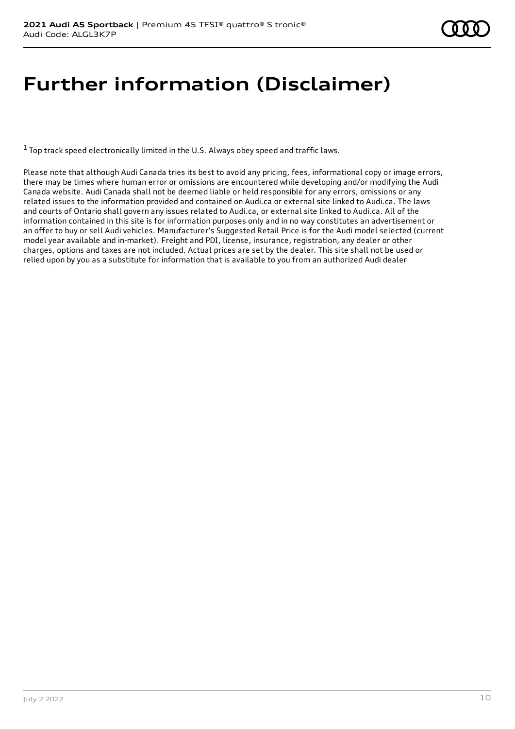# Further information (Disclaimer)

[1] Top track speed electronically limited in the U.S. Always obey speed and traffic laws.

Please note that although Audi Canada tries its best to avoid any pricing, fees, informational copy or image errors, there may be times where human error or omissions are encountered while developing and/or modifying the Audi Canada website. Audi Canada shall not be deemed liable or held responsible for any errors, omissions or any related issues to the information provided and contained on Audi.ca or external site linked to Audi.ca. The laws and courts of Ontario shall govern any issues related to Audi.ca, or external site linked to Audi.ca. All of the information contained in this site is for information purposes only and in no way constitutes an advertisement or an offer to buy or sell Audi vehicles. Manufacturer's Suggested Retail Price is for the Audi model selected (current model year available and in-market). Freight and PDI, license, insurance, registration, any dealer or other charges, options and taxes are not included. Actual prices are set by the dealer. This site shall not be used or relied upon by you as a substitute for information that is available to you from an authorized Audi dealer